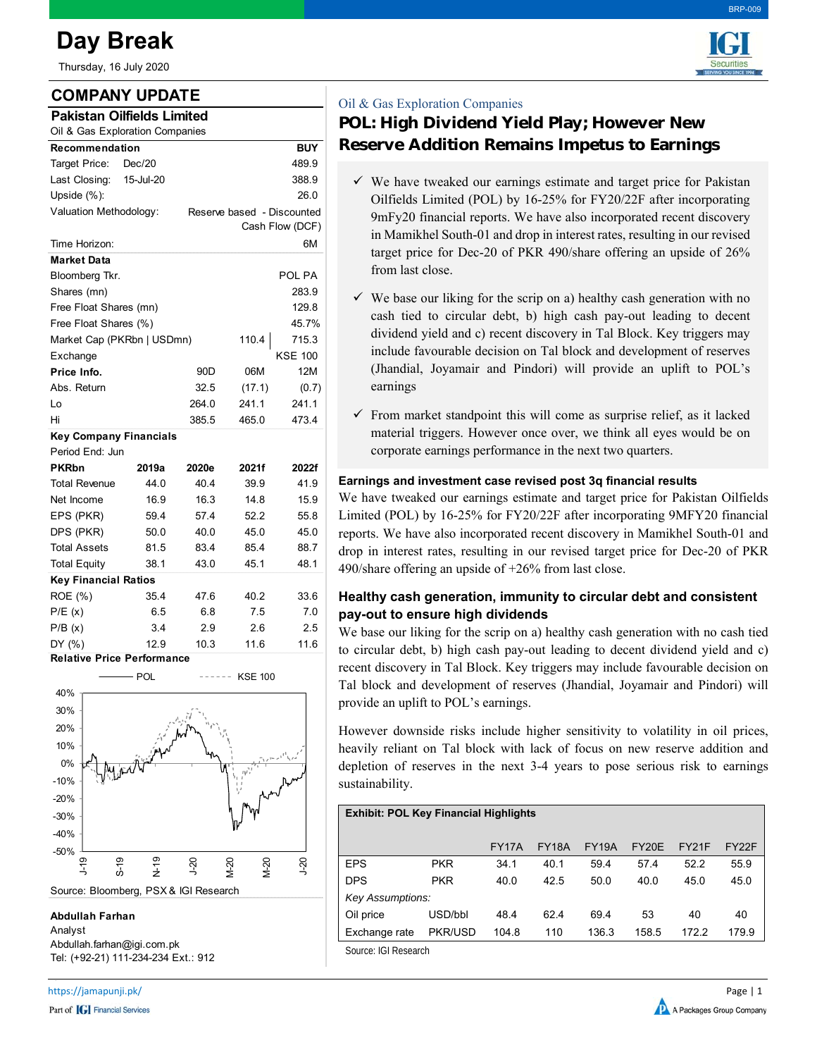# Day Break

Thursday, 16 July 2020

## COMPANY UPDATE

### Pakistan Oilfields Limited

Oil & Gas Exploration Companies

| Recommendation | BUY |
|---|---|
| Target Price: Dec/20 | 489.9 |
| Last Closing: 15-Jul-20 | 388.9 |
| Upside (%): | 26.0 |
| Valuation Methodology: | Reserve based - Discounted Cash Flow (DCF) |
| Time Horizon: | 6M |

**Market Data**

| | | |
|---|---|---|
| Bloomberg Tkr. | | POL PA |
| Shares (mn) | | 283.9 |
| Free Float Shares (mn) | | 129.8 |
| Free Float Shares (%) | | 45.7% |
| Market Cap (PKRbn \| USDmn) | 110.4 | 715.3 |
| Exchange | | KSE 100 |

| Price Info. | 90D | 06M | 12M |
|---|---|---|---|
| Abs. Return | 32.5 | (17.1) | (0.7) |
| Lo | 264.0 | 241.1 | 241.1 |
| Hi | 385.5 | 465.0 | 473.4 |

**Key Company Financials**

Period End: Jun

| PKRbn | 2019a | 2020e | 2021f | 2022f |
|---|---|---|---|---|
| Total Revenue | 44.0 | 40.4 | 39.9 | 41.9 |
| Net Income | 16.9 | 16.3 | 14.8 | 15.9 |
| EPS (PKR) | 59.4 | 57.4 | 52.2 | 55.8 |
| DPS (PKR) | 50.0 | 40.0 | 45.0 | 45.0 |
| Total Assets | 81.5 | 83.4 | 85.4 | 88.7 |
| Total Equity | 38.1 | 43.0 | 45.1 | 48.1 |
| **Key Financial Ratios** | | | | |
| ROE (%) | 35.4 | 47.6 | 40.2 | 33.6 |
| P/E (x) | 6.5 | 6.8 | 7.5 | 7.0 |
| P/B (x) | 3.4 | 2.9 | 2.6 | 2.5 |
| DY (%) | 12.9 | 10.3 | 11.6 | 11.6 |

**Relative Price Performance**

Source: Bloomberg, PSX & IGI Research

**Abdullah Farhan**
Analyst
Abdullah.farhan@igi.com.pk
Tel: (+92-21) 111-234-234 Ext.: 912

Oil & Gas Exploration Companies

## POL: High Dividend Yield Play; However New Reserve Addition Remains Impetus to Earnings

- ✓ We have tweaked our earnings estimate and target price for Pakistan Oilfields Limited (POL) by 16-25% for FY20/22F after incorporating 9mFy20 financial reports. We have also incorporated recent discovery in Mamikhel South-01 and drop in interest rates, resulting in our revised target price for Dec-20 of PKR 490/share offering an upside of 26% from last close.
- ✓ We base our liking for the scrip on a) healthy cash generation with no cash tied to circular debt, b) high cash pay-out leading to decent dividend yield and c) recent discovery in Tal Block. Key triggers may include favourable decision on Tal block and development of reserves (Jhandial, Joyamair and Pindori) will provide an uplift to POL's earnings
- ✓ From market standpoint this will come as surprise relief, as it lacked material triggers. However once over, we think all eyes would be on corporate earnings performance in the next two quarters.

### Earnings and investment case revised post 3q financial results

We have tweaked our earnings estimate and target price for Pakistan Oilfields Limited (POL) by 16-25% for FY20/22F after incorporating 9MFY20 financial reports. We have also incorporated recent discovery in Mamikhel South-01 and drop in interest rates, resulting in our revised target price for Dec-20 of PKR 490/share offering an upside of +26% from last close.

### Healthy cash generation, immunity to circular debt and consistent pay-out to ensure high dividends

We base our liking for the scrip on a) healthy cash generation with no cash tied to circular debt, b) high cash pay-out leading to decent dividend yield and c) recent discovery in Tal Block. Key triggers may include favourable decision on Tal block and development of reserves (Jhandial, Joyamair and Pindori) will provide an uplift to POL's earnings.

However downside risks include higher sensitivity to volatility in oil prices, heavily reliant on Tal block with lack of focus on new reserve addition and depletion of reserves in the next 3-4 years to pose serious risk to earnings sustainability.

**Exhibit: POL Key Financial Highlights**

| | | FY17A | FY18A | FY19A | FY20E | FY21F | FY22F |
|---|---|---|---|---|---|---|---|
| EPS | PKR | 34.1 | 40.1 | 59.4 | 57.4 | 52.2 | 55.9 |
| DPS | PKR | 40.0 | 42.5 | 50.0 | 40.0 | 45.0 | 45.0 |
| *Key Assumptions:* | | | | | | | |
| Oil price | USD/bbl | 48.4 | 62.4 | 69.4 | 53 | 40 | 40 |
| Exchange rate | PKR/USD | 104.8 | 110 | 136.3 | 158.5 | 172.2 | 179.9 |

Source: IGI Research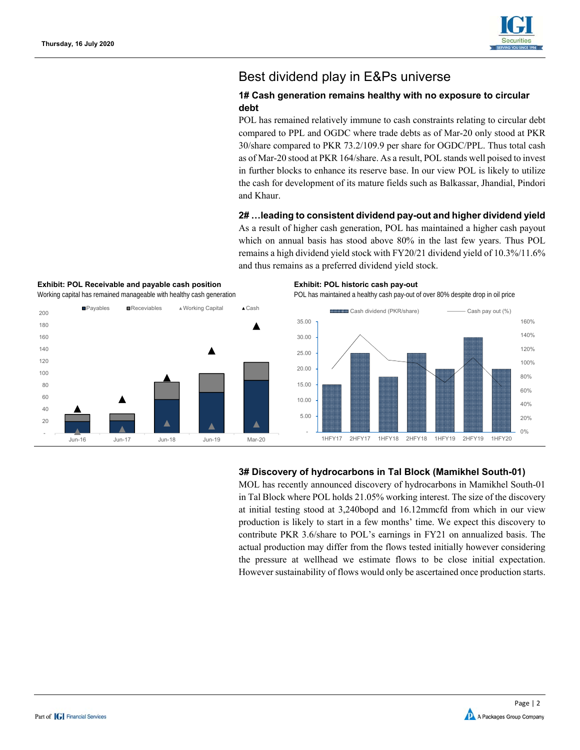## Best dividend play in E&Ps universe

### 1# Cash generation remains healthy with no exposure to circular debt

POL has remained relatively immune to cash constraints relating to circular debt compared to PPL and OGDC where trade debts as of Mar-20 only stood at PKR 30/share compared to PKR 73.2/109.9 per share for OGDC/PPL. Thus total cash as of Mar-20 stood at PKR 164/share. As a result, POL stands well poised to invest in further blocks to enhance its reserve base. In our view POL is likely to utilize the cash for development of its mature fields such as Balkassar, Jhandial, Pindori and Khaur.

### 2# …leading to consistent dividend pay-out and higher dividend yield

As a result of higher cash generation, POL has maintained a higher cash payout which on annual basis has stood above 80% in the last few years. Thus POL remains a high dividend yield stock with FY20/21 dividend yield of 10.3%/11.6% and thus remains as a preferred dividend yield stock.

**Exhibit: POL Receivable and payable cash position**

Working capital has remained manageable with healthy cash generation

**Exhibit: POL historic cash pay-out**

POL has maintained a healthy cash pay-out of over 80% despite drop in oil price

### 3# Discovery of hydrocarbons in Tal Block (Mamikhel South-01)

MOL has recently announced discovery of hydrocarbons in Mamikhel South-01 in Tal Block where POL holds 21.05% working interest. The size of the discovery at initial testing stood at 3,240bopd and 16.12mmcfd from which in our view production is likely to start in a few months' time. We expect this discovery to contribute PKR 3.6/share to POL's earnings in FY21 on annualized basis. The actual production may differ from the flows tested initially however considering the pressure at wellhead we estimate flows to be close initial expectation. However sustainability of flows would only be ascertained once production starts.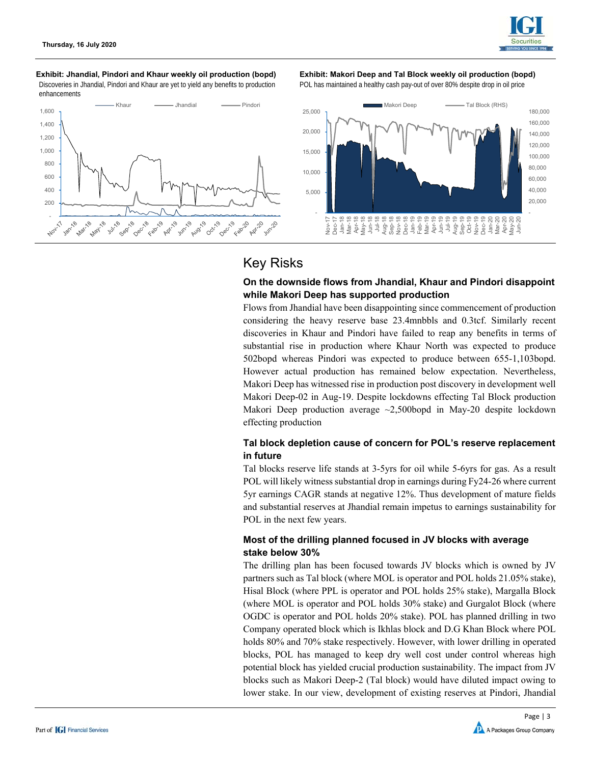**Exhibit: Jhandial, Pindori and Khaur weekly oil production (bopd)**

Discoveries in Jhandial, Pindori and Khaur are yet to yield any benefits to production enhancements

**Exhibit: Makori Deep and Tal Block weekly oil production (bopd)**

POL has maintained a healthy cash pay-out of over 80% despite drop in oil price

# Key Risks

### On the downside flows from Jhandial, Khaur and Pindori disappoint while Makori Deep has supported production

Flows from Jhandial have been disappointing since commencement of production considering the heavy reserve base 23.4mnbbls and 0.3tcf. Similarly recent discoveries in Khaur and Pindori have failed to reap any benefits in terms of substantial rise in production where Khaur North was expected to produce 502bopd whereas Pindori was expected to produce between 655-1,103bopd. However actual production has remained below expectation. Nevertheless, Makori Deep has witnessed rise in production post discovery in development well Makori Deep-02 in Aug-19. Despite lockdowns effecting Tal Block production Makori Deep production average ~2,500bopd in May-20 despite lockdown effecting production

### Tal block depletion cause of concern for POL's reserve replacement in future

Tal blocks reserve life stands at 3-5yrs for oil while 5-6yrs for gas. As a result POL will likely witness substantial drop in earnings during Fy24-26 where current 5yr earnings CAGR stands at negative 12%. Thus development of mature fields and substantial reserves at Jhandial remain impetus to earnings sustainability for POL in the next few years.

### Most of the drilling planned focused in JV blocks with average stake below 30%

The drilling plan has been focused towards JV blocks which is owned by JV partners such as Tal block (where MOL is operator and POL holds 21.05% stake), Hisal Block (where PPL is operator and POL holds 25% stake), Margalla Block (where MOL is operator and POL holds 30% stake) and Gurgalot Block (where OGDC is operator and POL holds 20% stake). POL has planned drilling in two Company operated block which is Ikhlas block and D.G Khan Block where POL holds 80% and 70% stake respectively. However, with lower drilling in operated blocks, POL has managed to keep dry well cost under control whereas high potential block has yielded crucial production sustainability. The impact from JV blocks such as Makori Deep-2 (Tal block) would have diluted impact owing to lower stake. In our view, development of existing reserves at Pindori, Jhandial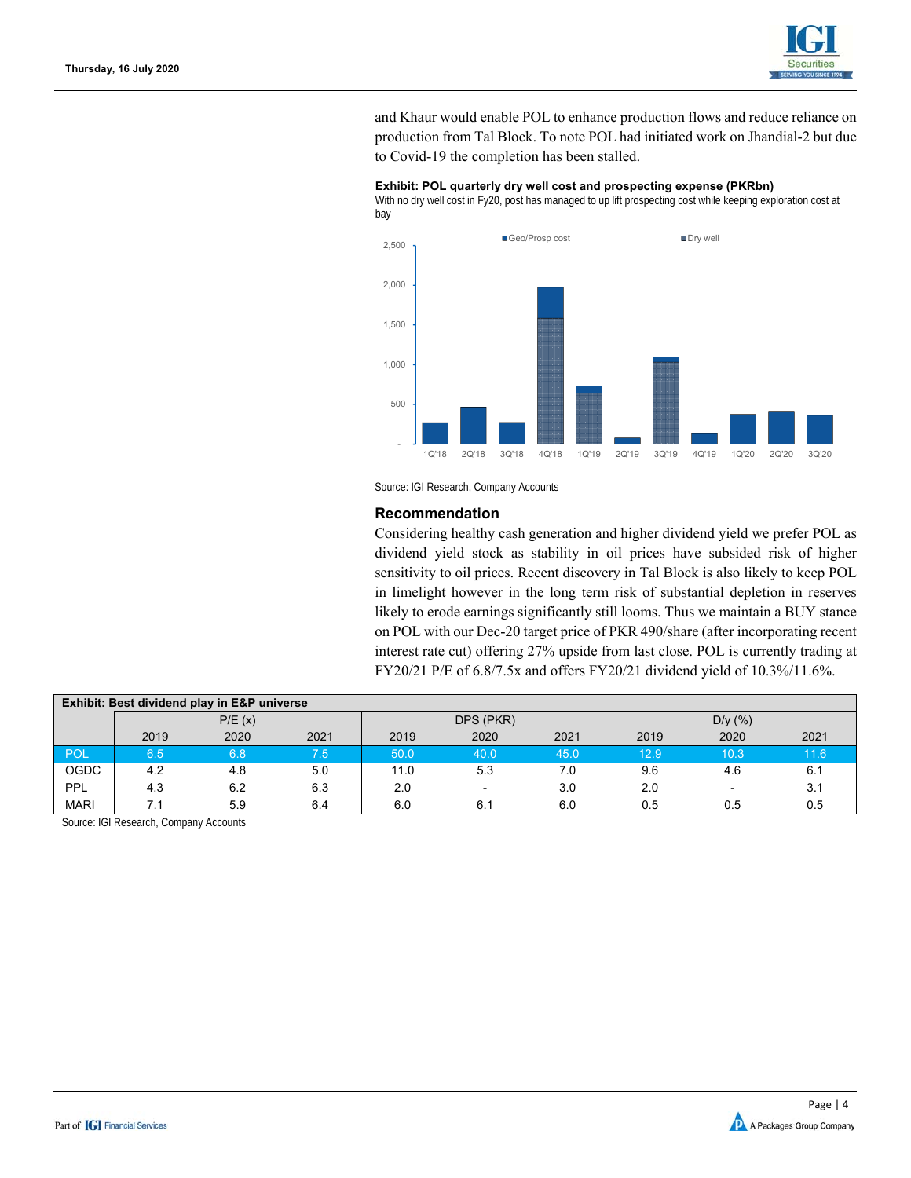and Khaur would enable POL to enhance production flows and reduce reliance on production from Tal Block. To note POL had initiated work on Jhandial-2 but due to Covid-19 the completion has been stalled.

**Exhibit: POL quarterly dry well cost and prospecting expense (PKRbn)**

With no dry well cost in Fy20, post has managed to up lift prospecting cost while keeping exploration cost at bay

Source: IGI Research, Company Accounts

### Recommendation

Considering healthy cash generation and higher dividend yield we prefer POL as dividend yield stock as stability in oil prices have subsided risk of higher sensitivity to oil prices. Recent discovery in Tal Block is also likely to keep POL in limelight however in the long term risk of substantial depletion in reserves likely to erode earnings significantly still looms. Thus we maintain a BUY stance on POL with our Dec-20 target price of PKR 490/share (after incorporating recent interest rate cut) offering 27% upside from last close. POL is currently trading at FY20/21 P/E of 6.8/7.5x and offers FY20/21 dividend yield of 10.3%/11.6%.

**Exhibit: Best dividend play in E&P universe**

| | P/E (x) | | | DPS (PKR) | | | D/y (%) | | |
|---|---|---|---|---|---|---|---|---|---|
| | 2019 | 2020 | 2021 | 2019 | 2020 | 2021 | 2019 | 2020 | 2021 |
| POL | 6.5 | 6.8 | 7.5 | 50.0 | 40.0 | 45.0 | 12.9 | 10.3 | 11.6 |
| OGDC | 4.2 | 4.8 | 5.0 | 11.0 | 5.3 | 7.0 | 9.6 | 4.6 | 6.1 |
| PPL | 4.3 | 6.2 | 6.3 | 2.0 | - | 3.0 | 2.0 | - | 3.1 |
| MARI | 7.1 | 5.9 | 6.4 | 6.0 | 6.1 | 6.0 | 0.5 | 0.5 | 0.5 |

Source: IGI Research, Company Accounts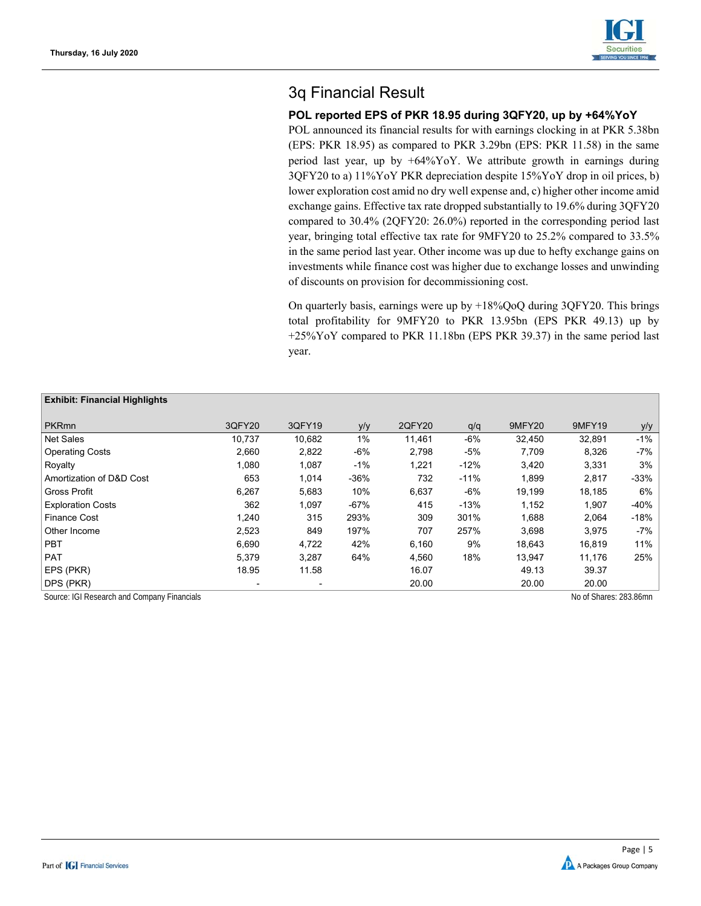## 3q Financial Result

### POL reported EPS of PKR 18.95 during 3QFY20, up by +64%YoY

POL announced its financial results for with earnings clocking in at PKR 5.38bn (EPS: PKR 18.95) as compared to PKR 3.29bn (EPS: PKR 11.58) in the same period last year, up by +64%YoY. We attribute growth in earnings during 3QFY20 to a) 11%YoY PKR depreciation despite 15%YoY drop in oil prices, b) lower exploration cost amid no dry well expense and, c) higher other income amid exchange gains. Effective tax rate dropped substantially to 19.6% during 3QFY20 compared to 30.4% (2QFY20: 26.0%) reported in the corresponding period last year, bringing total effective tax rate for 9MFY20 to 25.2% compared to 33.5% in the same period last year. Other income was up due to hefty exchange gains on investments while finance cost was higher due to exchange losses and unwinding of discounts on provision for decommissioning cost.

On quarterly basis, earnings were up by +18%QoQ during 3QFY20. This brings total profitability for 9MFY20 to PKR 13.95bn (EPS PKR 49.13) up by +25%YoY compared to PKR 11.18bn (EPS PKR 39.37) in the same period last year.

**Exhibit: Financial Highlights**

| PKRmn | 3QFY20 | 3QFY19 | y/y | 2QFY20 | q/q | 9MFY20 | 9MFY19 | y/y |
|---|---|---|---|---|---|---|---|---|
| Net Sales | 10,737 | 10,682 | 1% | 11,461 | -6% | 32,450 | 32,891 | -1% |
| Operating Costs | 2,660 | 2,822 | -6% | 2,798 | -5% | 7,709 | 8,326 | -7% |
| Royalty | 1,080 | 1,087 | -1% | 1,221 | -12% | 3,420 | 3,331 | 3% |
| Amortization of D&D Cost | 653 | 1,014 | -36% | 732 | -11% | 1,899 | 2,817 | -33% |
| Gross Profit | 6,267 | 5,683 | 10% | 6,637 | -6% | 19,199 | 18,185 | 6% |
| Exploration Costs | 362 | 1,097 | -67% | 415 | -13% | 1,152 | 1,907 | -40% |
| Finance Cost | 1,240 | 315 | 293% | 309 | 301% | 1,688 | 2,064 | -18% |
| Other Income | 2,523 | 849 | 197% | 707 | 257% | 3,698 | 3,975 | -7% |
| PBT | 6,690 | 4,722 | 42% | 6,160 | 9% | 18,643 | 16,819 | 11% |
| PAT | 5,379 | 3,287 | 64% | 4,560 | 18% | 13,947 | 11,176 | 25% |
| EPS (PKR) | 18.95 | 11.58 | | 16.07 | | 49.13 | 39.37 | |
| DPS (PKR) | - | - | | 20.00 | | 20.00 | 20.00 | |

Source: IGI Research and Company Financials

No of Shares: 283.86mn